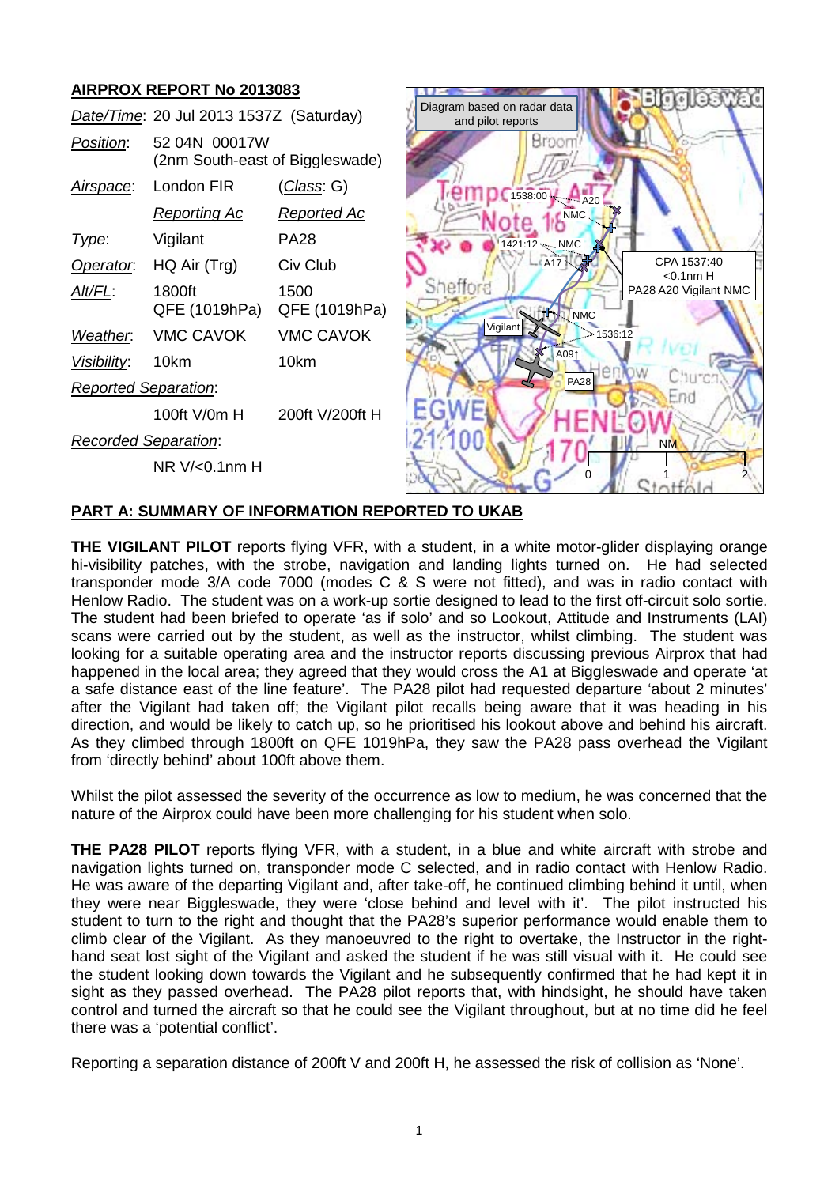## AIRPROX REPORT No 2013083

| | | |
|---|---|---|
| *Date/Time*: | 20 Jul 2013 1537Z (Saturday) | |
| *Position*: | 52 04N 00017W (2nm South-east of Biggleswade) | |
| *Airspace*: | London FIR | (*Class*: G) |
| | *Reporting Ac* | *Reported Ac* |
| *Type*: | Vigilant | PA28 |
| *Operator*: | HQ Air (Trg) | Civ Club |
| *Alt/FL*: | 1800ft QFE (1019hPa) | 1500 QFE (1019hPa) |
| *Weather*: | VMC CAVOK | VMC CAVOK |
| *Visibility*: | 10km | 10km |
| *Reported Separation*: | | |
| | 100ft V/0m H | 200ft V/200ft H |
| *Recorded Separation*: | | |
| | NR V/<0.1nm H | |

Diagram based on radar data and pilot reports

CPA 1537:40 <0.1nm H PA28 A20 Vigilant NMC

## PART A: SUMMARY OF INFORMATION REPORTED TO UKAB

**THE VIGILANT PILOT** reports flying VFR, with a student, in a white motor-glider displaying orange hi-visibility patches, with the strobe, navigation and landing lights turned on. He had selected transponder mode 3/A code 7000 (modes C & S were not fitted), and was in radio contact with Henlow Radio. The student was on a work-up sortie designed to lead to the first off-circuit solo sortie. The student had been briefed to operate 'as if solo' and so Lookout, Attitude and Instruments (LAI) scans were carried out by the student, as well as the instructor, whilst climbing. The student was looking for a suitable operating area and the instructor reports discussing previous Airprox that had happened in the local area; they agreed that they would cross the A1 at Biggleswade and operate 'at a safe distance east of the line feature'. The PA28 pilot had requested departure 'about 2 minutes' after the Vigilant had taken off; the Vigilant pilot recalls being aware that it was heading in his direction, and would be likely to catch up, so he prioritised his lookout above and behind his aircraft. As they climbed through 1800ft on QFE 1019hPa, they saw the PA28 pass overhead the Vigilant from 'directly behind' about 100ft above them.

Whilst the pilot assessed the severity of the occurrence as low to medium, he was concerned that the nature of the Airprox could have been more challenging for his student when solo.

**THE PA28 PILOT** reports flying VFR, with a student, in a blue and white aircraft with strobe and navigation lights turned on, transponder mode C selected, and in radio contact with Henlow Radio. He was aware of the departing Vigilant and, after take-off, he continued climbing behind it until, when they were near Biggleswade, they were 'close behind and level with it'. The pilot instructed his student to turn to the right and thought that the PA28's superior performance would enable them to climb clear of the Vigilant. As they manoeuvred to the right to overtake, the Instructor in the right-hand seat lost sight of the Vigilant and asked the student if he was still visual with it. He could see the student looking down towards the Vigilant and he subsequently confirmed that he had kept it in sight as they passed overhead. The PA28 pilot reports that, with hindsight, he should have taken control and turned the aircraft so that he could see the Vigilant throughout, but at no time did he feel there was a 'potential conflict'.

Reporting a separation distance of 200ft V and 200ft H, he assessed the risk of collision as 'None'.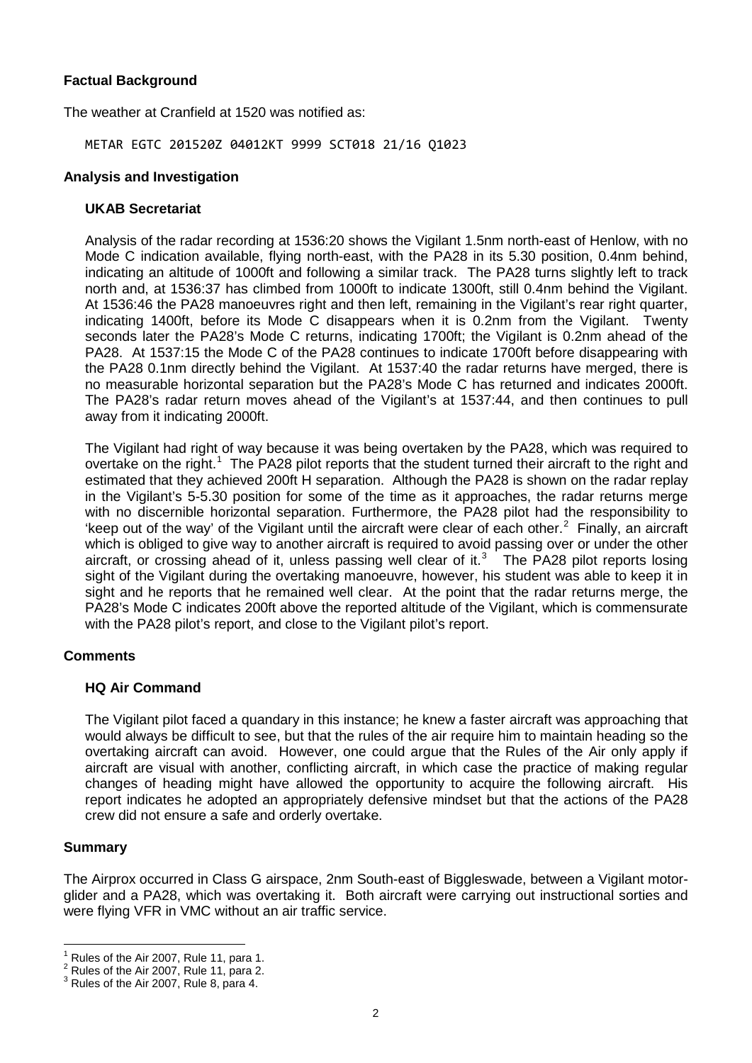**Factual Background**

The weather at Cranfield at 1520 was notified as:

```
METAR EGTC 201520Z 04012KT 9999 SCT018 21/16 Q1023
```

**Analysis and Investigation**

**UKAB Secretariat**

Analysis of the radar recording at 1536:20 shows the Vigilant 1.5nm north-east of Henlow, with no Mode C indication available, flying north-east, with the PA28 in its 5.30 position, 0.4nm behind, indicating an altitude of 1000ft and following a similar track. The PA28 turns slightly left to track north and, at 1536:37 has climbed from 1000ft to indicate 1300ft, still 0.4nm behind the Vigilant. At 1536:46 the PA28 manoeuvres right and then left, remaining in the Vigilant's rear right quarter, indicating 1400ft, before its Mode C disappears when it is 0.2nm from the Vigilant. Twenty seconds later the PA28's Mode C returns, indicating 1700ft; the Vigilant is 0.2nm ahead of the PA28. At 1537:15 the Mode C of the PA28 continues to indicate 1700ft before disappearing with the PA28 0.1nm directly behind the Vigilant. At 1537:40 the radar returns have merged, there is no measurable horizontal separation but the PA28's Mode C has returned and indicates 2000ft. The PA28's radar return moves ahead of the Vigilant's at 1537:44, and then continues to pull away from it indicating 2000ft.

The Vigilant had right of way because it was being overtaken by the PA28, which was required to overtake on the right.[1] The PA28 pilot reports that the student turned their aircraft to the right and estimated that they achieved 200ft H separation. Although the PA28 is shown on the radar replay in the Vigilant's 5-5.30 position for some of the time as it approaches, the radar returns merge with no discernible horizontal separation. Furthermore, the PA28 pilot had the responsibility to 'keep out of the way' of the Vigilant until the aircraft were clear of each other.[2] Finally, an aircraft which is obliged to give way to another aircraft is required to avoid passing over or under the other aircraft, or crossing ahead of it, unless passing well clear of it.[3] The PA28 pilot reports losing sight of the Vigilant during the overtaking manoeuvre, however, his student was able to keep it in sight and he reports that he remained well clear. At the point that the radar returns merge, the PA28's Mode C indicates 200ft above the reported altitude of the Vigilant, which is commensurate with the PA28 pilot's report, and close to the Vigilant pilot's report.

**Comments**

**HQ Air Command**

The Vigilant pilot faced a quandary in this instance; he knew a faster aircraft was approaching that would always be difficult to see, but that the rules of the air require him to maintain heading so the overtaking aircraft can avoid. However, one could argue that the Rules of the Air only apply if aircraft are visual with another, conflicting aircraft, in which case the practice of making regular changes of heading might have allowed the opportunity to acquire the following aircraft. His report indicates he adopted an appropriately defensive mindset but that the actions of the PA28 crew did not ensure a safe and orderly overtake.

**Summary**

The Airprox occurred in Class G airspace, 2nm South-east of Biggleswade, between a Vigilant motor-glider and a PA28, which was overtaking it. Both aircraft were carrying out instructional sorties and were flying VFR in VMC without an air traffic service.

[1] Rules of the Air 2007, Rule 11, para 1.
[2] Rules of the Air 2007, Rule 11, para 2.
[3] Rules of the Air 2007, Rule 8, para 4.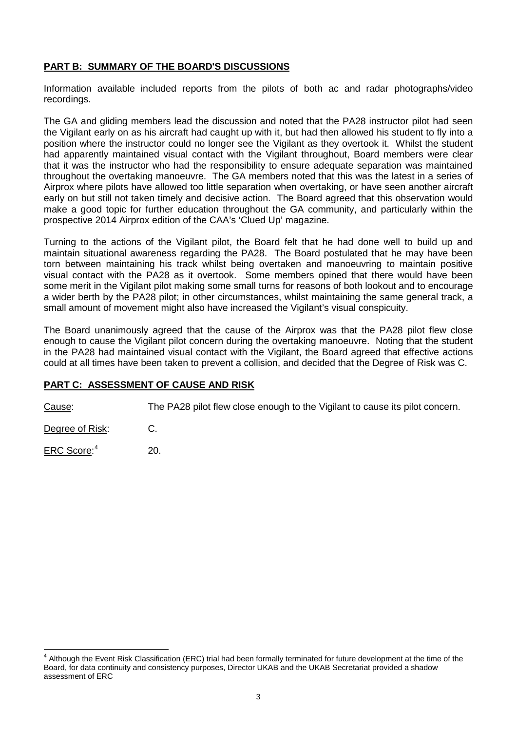**PART B: SUMMARY OF THE BOARD'S DISCUSSIONS**

Information available included reports from the pilots of both ac and radar photographs/video recordings.

The GA and gliding members lead the discussion and noted that the PA28 instructor pilot had seen the Vigilant early on as his aircraft had caught up with it, but had then allowed his student to fly into a position where the instructor could no longer see the Vigilant as they overtook it. Whilst the student had apparently maintained visual contact with the Vigilant throughout, Board members were clear that it was the instructor who had the responsibility to ensure adequate separation was maintained throughout the overtaking manoeuvre. The GA members noted that this was the latest in a series of Airprox where pilots have allowed too little separation when overtaking, or have seen another aircraft early on but still not taken timely and decisive action. The Board agreed that this observation would make a good topic for further education throughout the GA community, and particularly within the prospective 2014 Airprox edition of the CAA's 'Clued Up' magazine.

Turning to the actions of the Vigilant pilot, the Board felt that he had done well to build up and maintain situational awareness regarding the PA28. The Board postulated that he may have been torn between maintaining his track whilst being overtaken and manoeuvring to maintain positive visual contact with the PA28 as it overtook. Some members opined that there would have been some merit in the Vigilant pilot making some small turns for reasons of both lookout and to encourage a wider berth by the PA28 pilot; in other circumstances, whilst maintaining the same general track, a small amount of movement might also have increased the Vigilant's visual conspicuity.

The Board unanimously agreed that the cause of the Airprox was that the PA28 pilot flew close enough to cause the Vigilant pilot concern during the overtaking manoeuvre. Noting that the student in the PA28 had maintained visual contact with the Vigilant, the Board agreed that effective actions could at all times have been taken to prevent a collision, and decided that the Degree of Risk was C.

**PART C: ASSESSMENT OF CAUSE AND RISK**

Cause: The PA28 pilot flew close enough to the Vigilant to cause its pilot concern.

Degree of Risk: C.

ERC Score:[4] 20.

[4] Although the Event Risk Classification (ERC) trial had been formally terminated for future development at the time of the Board, for data continuity and consistency purposes, Director UKAB and the UKAB Secretariat provided a shadow assessment of ERC